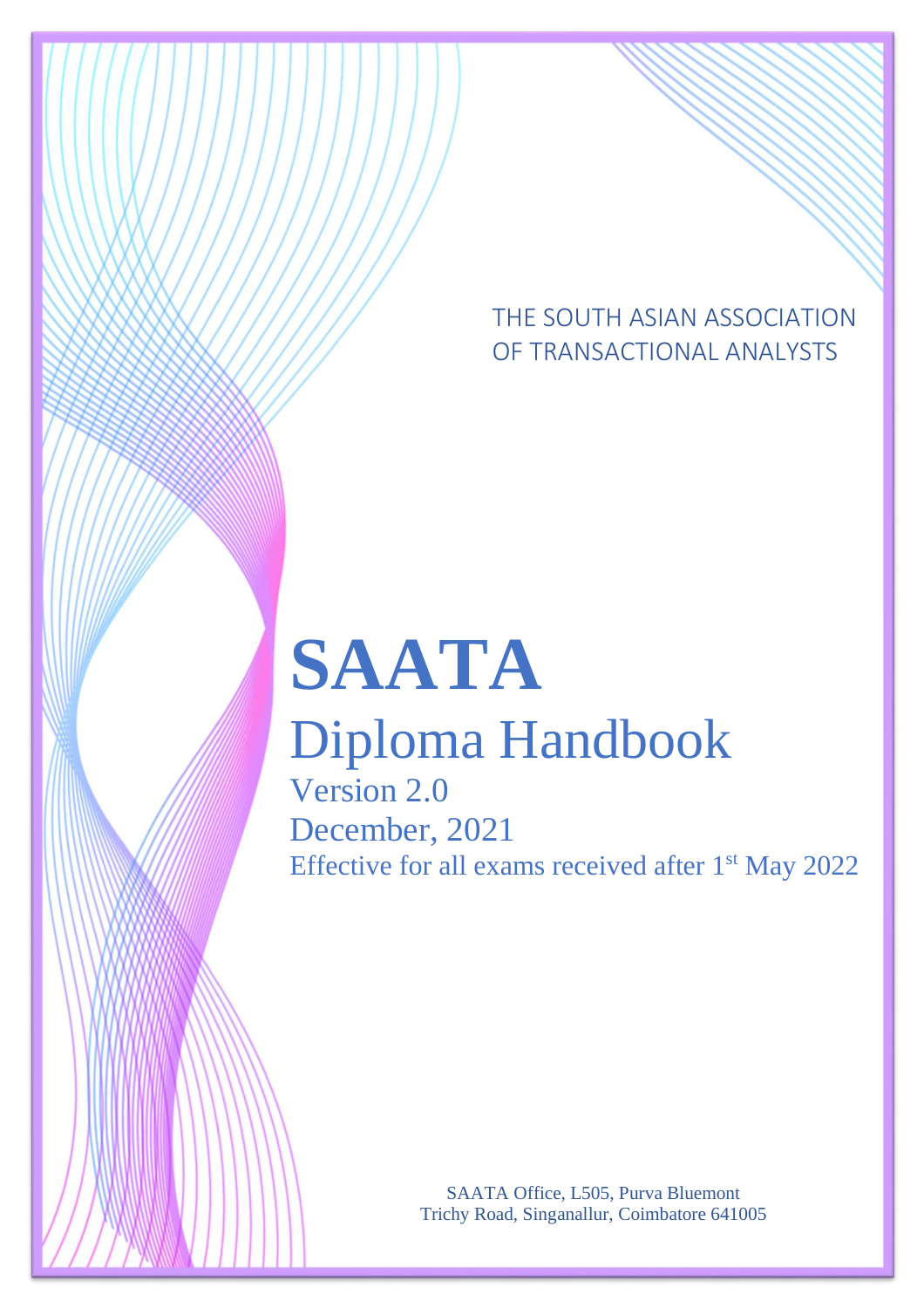THE SOUTH ASIAN ASSOCIATION OF TRANSACTIONAL ANALYSTS

# SAATA

## Diploma Handbook

Version 2.0

December, 2021

Effective for all exams received after 1st May 2022

SAATA Office, L505, Purva Bluemont
Trichy Road, Singanallur, Coimbatore 641005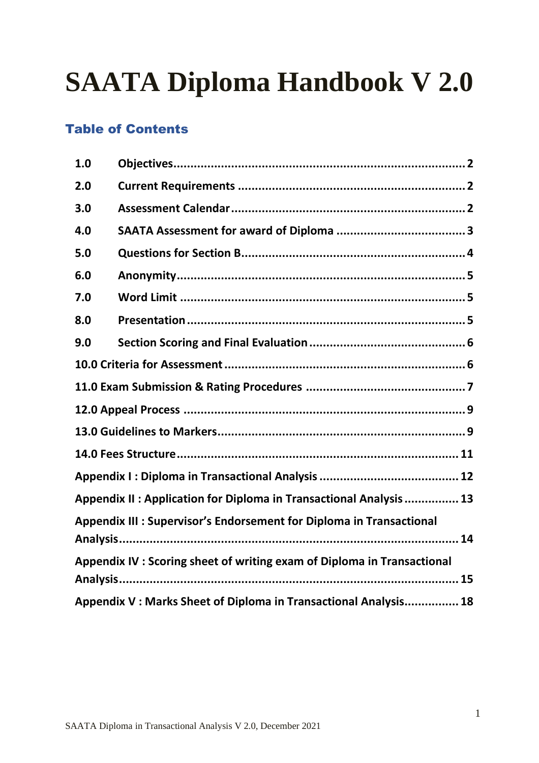# SAATA Diploma Handbook V 2.0

## Table of Contents

| | | |
|---|---|---|
| 1.0 | Objectives | 2 |
| 2.0 | Current Requirements | 2 |
| 3.0 | Assessment Calendar | 2 |
| 4.0 | SAATA Assessment for award of Diploma | 3 |
| 5.0 | Questions for Section B | 4 |
| 6.0 | Anonymity | 5 |
| 7.0 | Word Limit | 5 |
| 8.0 | Presentation | 5 |
| 9.0 | Section Scoring and Final Evaluation | 6 |
| 10.0 | Criteria for Assessment | 6 |
| 11.0 | Exam Submission & Rating Procedures | 7 |
| 12.0 | Appeal Process | 9 |
| 13.0 | Guidelines to Markers | 9 |
| 14.0 | Fees Structure | 11 |
| Appendix I | Diploma in Transactional Analysis | 12 |
| Appendix II | Application for Diploma in Transactional Analysis | 13 |
| Appendix III | Supervisor's Endorsement for Diploma in Transactional Analysis | 14 |
| Appendix IV | Scoring sheet of writing exam of Diploma in Transactional Analysis | 15 |
| Appendix V | Marks Sheet of Diploma in Transactional Analysis | 18 |

SAATA Diploma in Transactional Analysis V 2.0, December 2021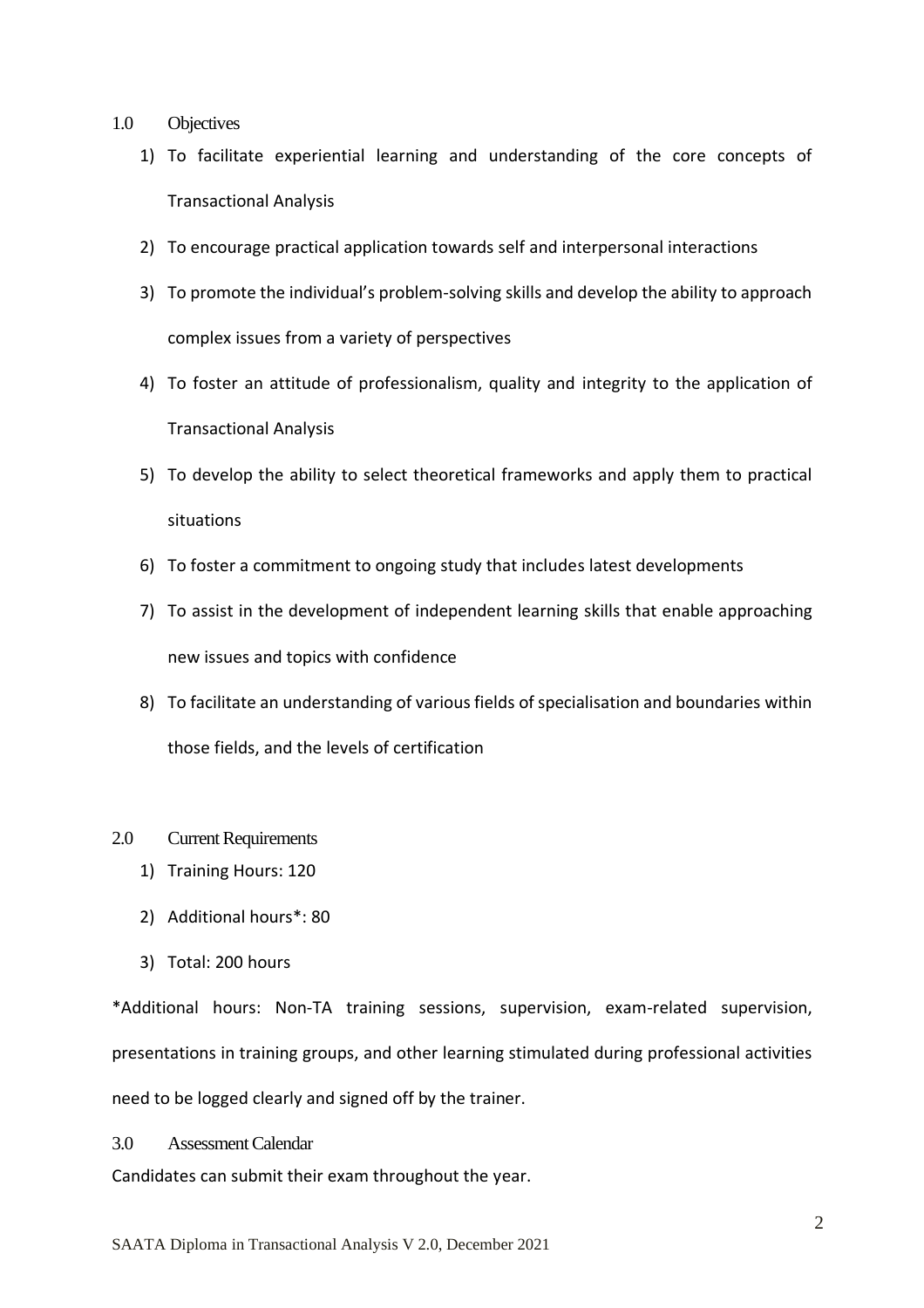## 1.0 Objectives

1) To facilitate experiential learning and understanding of the core concepts of Transactional Analysis
2) To encourage practical application towards self and interpersonal interactions
3) To promote the individual's problem-solving skills and develop the ability to approach complex issues from a variety of perspectives
4) To foster an attitude of professionalism, quality and integrity to the application of Transactional Analysis
5) To develop the ability to select theoretical frameworks and apply them to practical situations
6) To foster a commitment to ongoing study that includes latest developments
7) To assist in the development of independent learning skills that enable approaching new issues and topics with confidence
8) To facilitate an understanding of various fields of specialisation and boundaries within those fields, and the levels of certification

## 2.0 Current Requirements

1) Training Hours: 120
2) Additional hours*: 80
3) Total: 200 hours

*Additional hours: Non-TA training sessions, supervision, exam-related supervision, presentations in training groups, and other learning stimulated during professional activities need to be logged clearly and signed off by the trainer.

## 3.0 Assessment Calendar

Candidates can submit their exam throughout the year.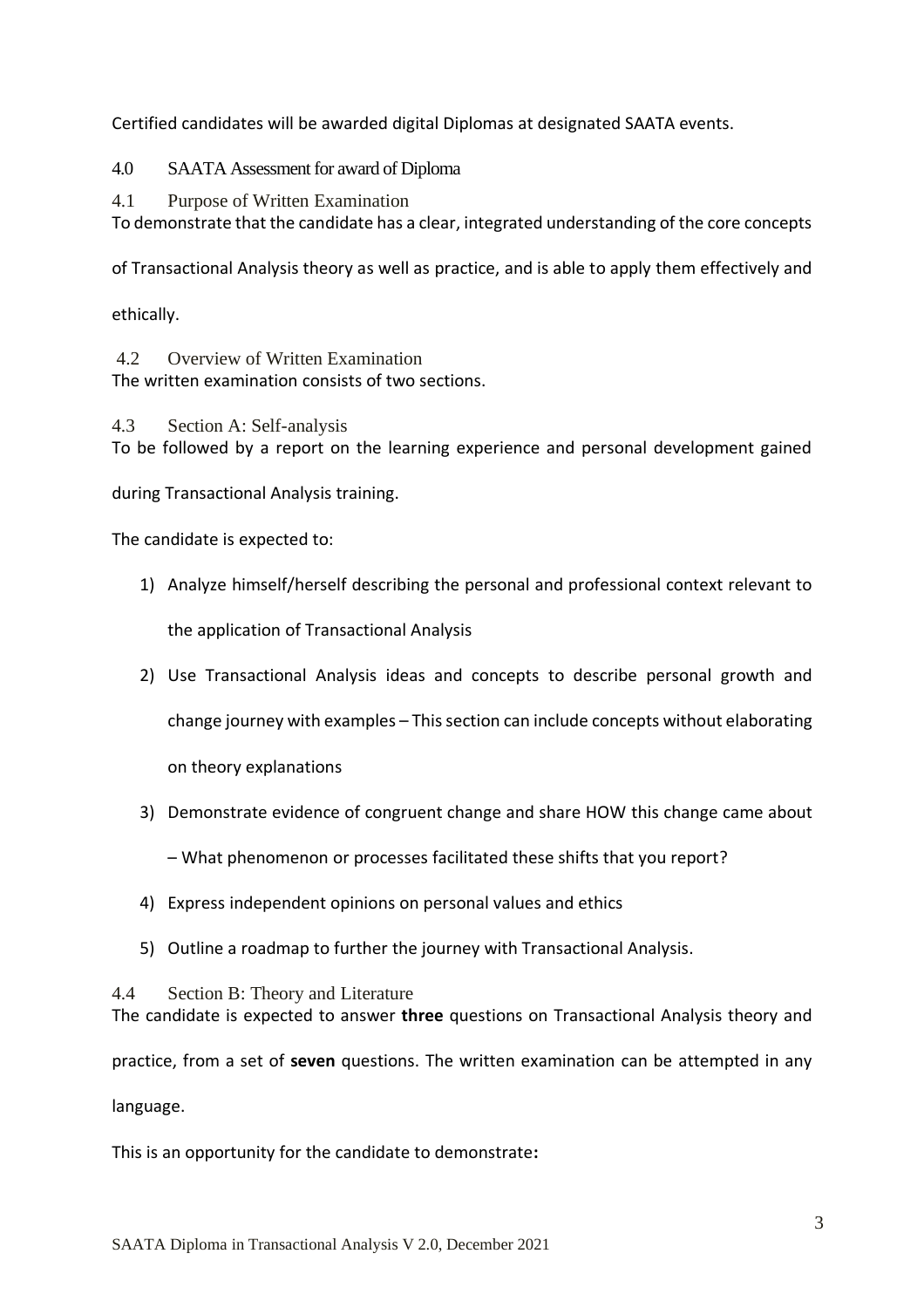Certified candidates will be awarded digital Diplomas at designated SAATA events.

# 4.0 SAATA Assessment for award of Diploma

## 4.1 Purpose of Written Examination

To demonstrate that the candidate has a clear, integrated understanding of the core concepts of Transactional Analysis theory as well as practice, and is able to apply them effectively and ethically.

## 4.2 Overview of Written Examination

The written examination consists of two sections.

## 4.3 Section A: Self-analysis

To be followed by a report on the learning experience and personal development gained during Transactional Analysis training.

The candidate is expected to:

1) Analyze himself/herself describing the personal and professional context relevant to the application of Transactional Analysis
2) Use Transactional Analysis ideas and concepts to describe personal growth and change journey with examples – This section can include concepts without elaborating on theory explanations
3) Demonstrate evidence of congruent change and share HOW this change came about – What phenomenon or processes facilitated these shifts that you report?
4) Express independent opinions on personal values and ethics
5) Outline a roadmap to further the journey with Transactional Analysis.

## 4.4 Section B: Theory and Literature

The candidate is expected to answer **three** questions on Transactional Analysis theory and practice, from a set of **seven** questions. The written examination can be attempted in any language.

This is an opportunity for the candidate to demonstrate**:**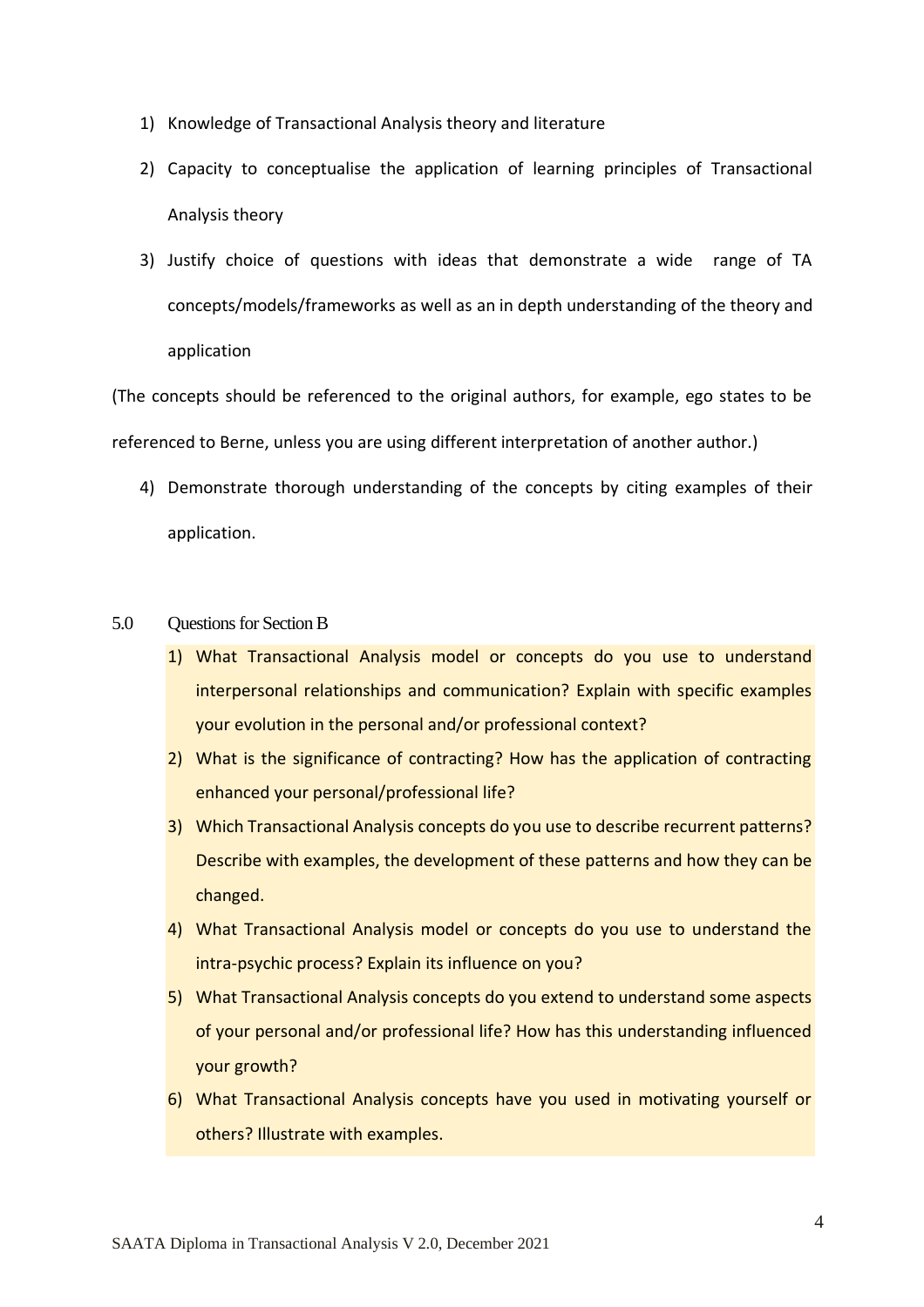1) Knowledge of Transactional Analysis theory and literature
2) Capacity to conceptualise the application of learning principles of Transactional Analysis theory
3) Justify choice of questions with ideas that demonstrate a wide range of TA concepts/models/frameworks as well as an in depth understanding of the theory and application

(The concepts should be referenced to the original authors, for example, ego states to be referenced to Berne, unless you are using different interpretation of another author.)

4) Demonstrate thorough understanding of the concepts by citing examples of their application.

## 5.0 Questions for Section B

1) What Transactional Analysis model or concepts do you use to understand interpersonal relationships and communication? Explain with specific examples your evolution in the personal and/or professional context?
2) What is the significance of contracting? How has the application of contracting enhanced your personal/professional life?
3) Which Transactional Analysis concepts do you use to describe recurrent patterns? Describe with examples, the development of these patterns and how they can be changed.
4) What Transactional Analysis model or concepts do you use to understand the intra-psychic process? Explain its influence on you?
5) What Transactional Analysis concepts do you extend to understand some aspects of your personal and/or professional life? How has this understanding influenced your growth?
6) What Transactional Analysis concepts have you used in motivating yourself or others? Illustrate with examples.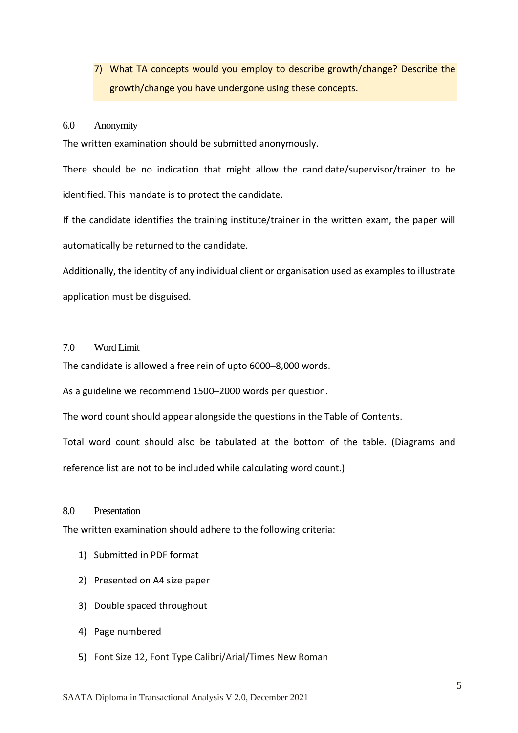7) What TA concepts would you employ to describe growth/change? Describe the growth/change you have undergone using these concepts.

## 6.0 Anonymity

The written examination should be submitted anonymously.

There should be no indication that might allow the candidate/supervisor/trainer to be identified. This mandate is to protect the candidate.

If the candidate identifies the training institute/trainer in the written exam, the paper will automatically be returned to the candidate.

Additionally, the identity of any individual client or organisation used as examples to illustrate application must be disguised.

## 7.0 Word Limit

The candidate is allowed a free rein of upto 6000–8,000 words.

As a guideline we recommend 1500–2000 words per question.

The word count should appear alongside the questions in the Table of Contents.

Total word count should also be tabulated at the bottom of the table. (Diagrams and reference list are not to be included while calculating word count.)

## 8.0 Presentation

The written examination should adhere to the following criteria:

1) Submitted in PDF format
2) Presented on A4 size paper
3) Double spaced throughout
4) Page numbered
5) Font Size 12, Font Type Calibri/Arial/Times New Roman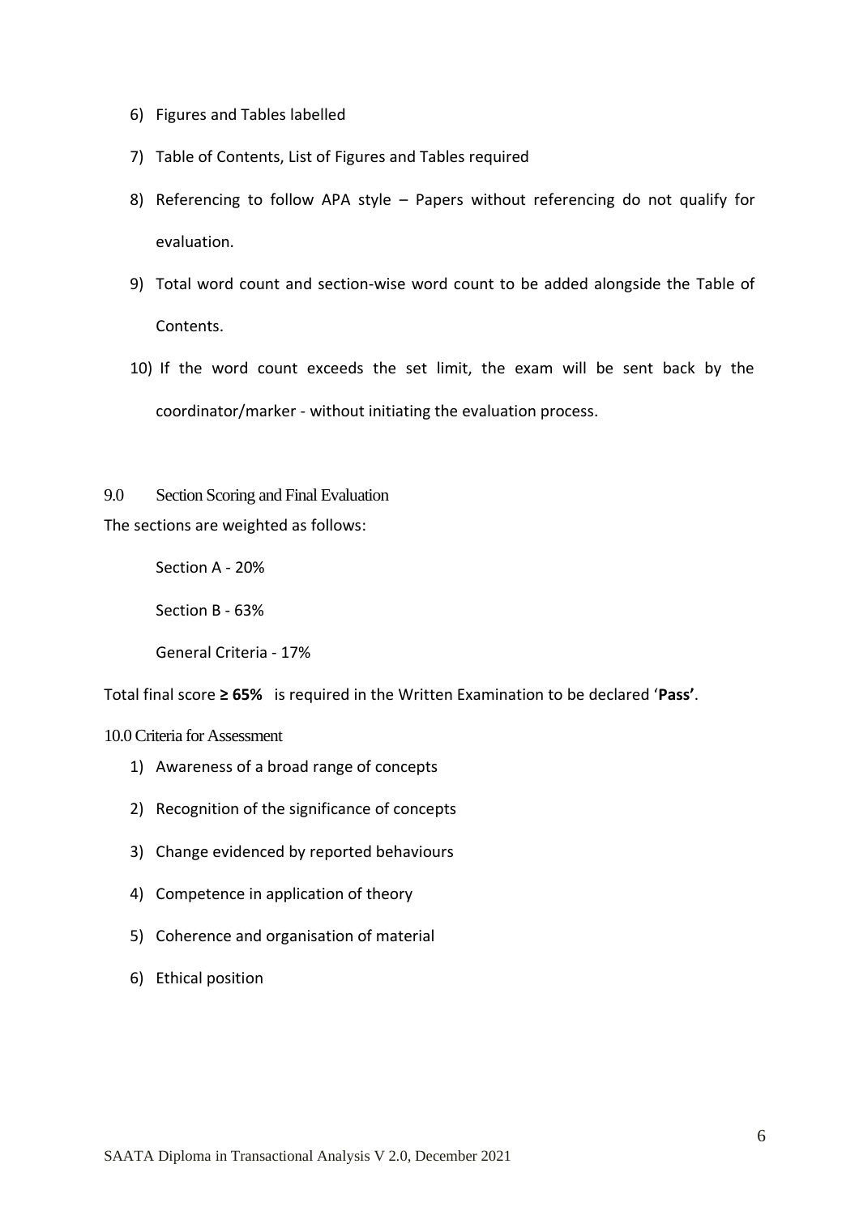6) Figures and Tables labelled
7) Table of Contents, List of Figures and Tables required
8) Referencing to follow APA style – Papers without referencing do not qualify for evaluation.
9) Total word count and section-wise word count to be added alongside the Table of Contents.
10) If the word count exceeds the set limit, the exam will be sent back by the coordinator/marker - without initiating the evaluation process.

## 9.0 Section Scoring and Final Evaluation

The sections are weighted as follows:

Section A - 20%

Section B - 63%

General Criteria - 17%

Total final score **≥ 65%** is required in the Written Examination to be declared '**Pass'**.

## 10.0 Criteria for Assessment

1) Awareness of a broad range of concepts
2) Recognition of the significance of concepts
3) Change evidenced by reported behaviours
4) Competence in application of theory
5) Coherence and organisation of material
6) Ethical position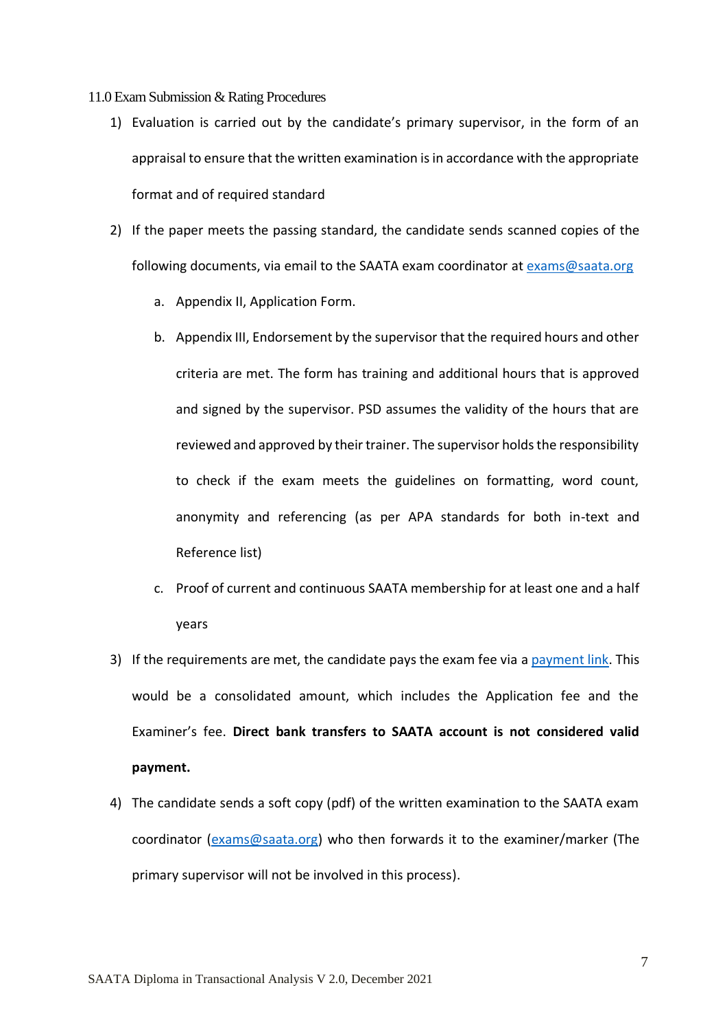## 11.0 Exam Submission & Rating Procedures

1) Evaluation is carried out by the candidate's primary supervisor, in the form of an appraisal to ensure that the written examination is in accordance with the appropriate format and of required standard
2) If the paper meets the passing standard, the candidate sends scanned copies of the following documents, via email to the SAATA exam coordinator at exams@saata.org
    a. Appendix II, Application Form.
    b. Appendix III, Endorsement by the supervisor that the required hours and other criteria are met. The form has training and additional hours that is approved and signed by the supervisor. PSD assumes the validity of the hours that are reviewed and approved by their trainer. The supervisor holds the responsibility to check if the exam meets the guidelines on formatting, word count, anonymity and referencing (as per APA standards for both in-text and Reference list)
    c. Proof of current and continuous SAATA membership for at least one and a half years
3) If the requirements are met, the candidate pays the exam fee via a payment link. This would be a consolidated amount, which includes the Application fee and the Examiner's fee. **Direct bank transfers to SAATA account is not considered valid payment.**
4) The candidate sends a soft copy (pdf) of the written examination to the SAATA exam coordinator (exams@saata.org) who then forwards it to the examiner/marker (The primary supervisor will not be involved in this process).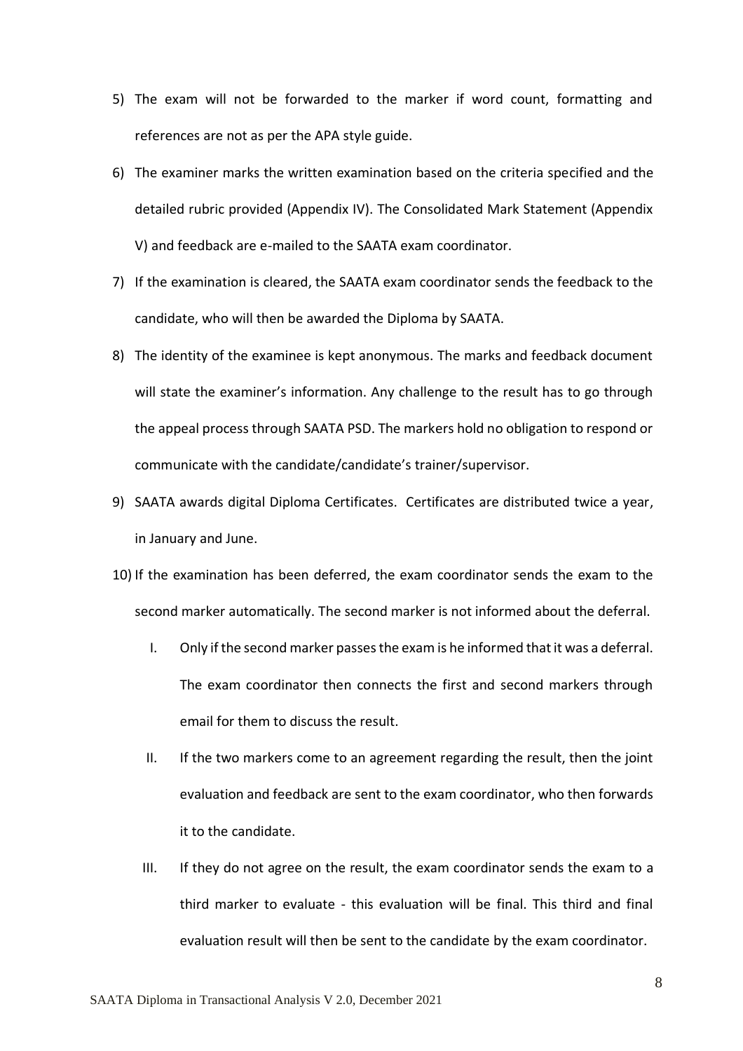5) The exam will not be forwarded to the marker if word count, formatting and references are not as per the APA style guide.
6) The examiner marks the written examination based on the criteria specified and the detailed rubric provided (Appendix IV). The Consolidated Mark Statement (Appendix V) and feedback are e-mailed to the SAATA exam coordinator.
7) If the examination is cleared, the SAATA exam coordinator sends the feedback to the candidate, who will then be awarded the Diploma by SAATA.
8) The identity of the examinee is kept anonymous. The marks and feedback document will state the examiner's information. Any challenge to the result has to go through the appeal process through SAATA PSD. The markers hold no obligation to respond or communicate with the candidate/candidate's trainer/supervisor.
9) SAATA awards digital Diploma Certificates. Certificates are distributed twice a year, in January and June.
10) If the examination has been deferred, the exam coordinator sends the exam to the second marker automatically. The second marker is not informed about the deferral.
    I. Only if the second marker passes the exam is he informed that it was a deferral. The exam coordinator then connects the first and second markers through email for them to discuss the result.
    II. If the two markers come to an agreement regarding the result, then the joint evaluation and feedback are sent to the exam coordinator, who then forwards it to the candidate.
    III. If they do not agree on the result, the exam coordinator sends the exam to a third marker to evaluate - this evaluation will be final. This third and final evaluation result will then be sent to the candidate by the exam coordinator.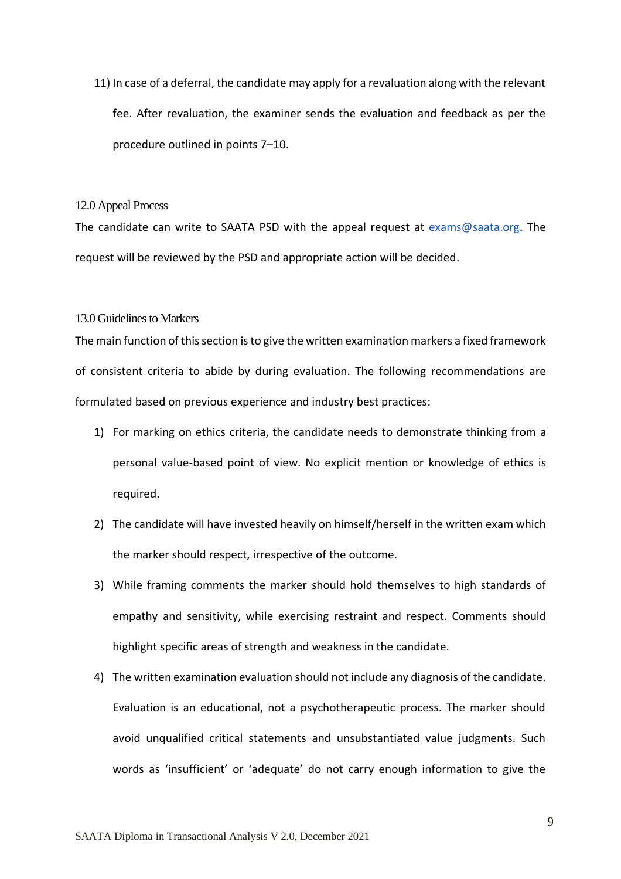11) In case of a deferral, the candidate may apply for a revaluation along with the relevant fee. After revaluation, the examiner sends the evaluation and feedback as per the procedure outlined in points 7–10.

## 12.0 Appeal Process

The candidate can write to SAATA PSD with the appeal request at exams@saata.org. The request will be reviewed by the PSD and appropriate action will be decided.

## 13.0 Guidelines to Markers

The main function of this section is to give the written examination markers a fixed framework of consistent criteria to abide by during evaluation. The following recommendations are formulated based on previous experience and industry best practices:

1) For marking on ethics criteria, the candidate needs to demonstrate thinking from a personal value-based point of view. No explicit mention or knowledge of ethics is required.
2) The candidate will have invested heavily on himself/herself in the written exam which the marker should respect, irrespective of the outcome.
3) While framing comments the marker should hold themselves to high standards of empathy and sensitivity, while exercising restraint and respect. Comments should highlight specific areas of strength and weakness in the candidate.
4) The written examination evaluation should not include any diagnosis of the candidate. Evaluation is an educational, not a psychotherapeutic process. The marker should avoid unqualified critical statements and unsubstantiated value judgments. Such words as 'insufficient' or 'adequate' do not carry enough information to give the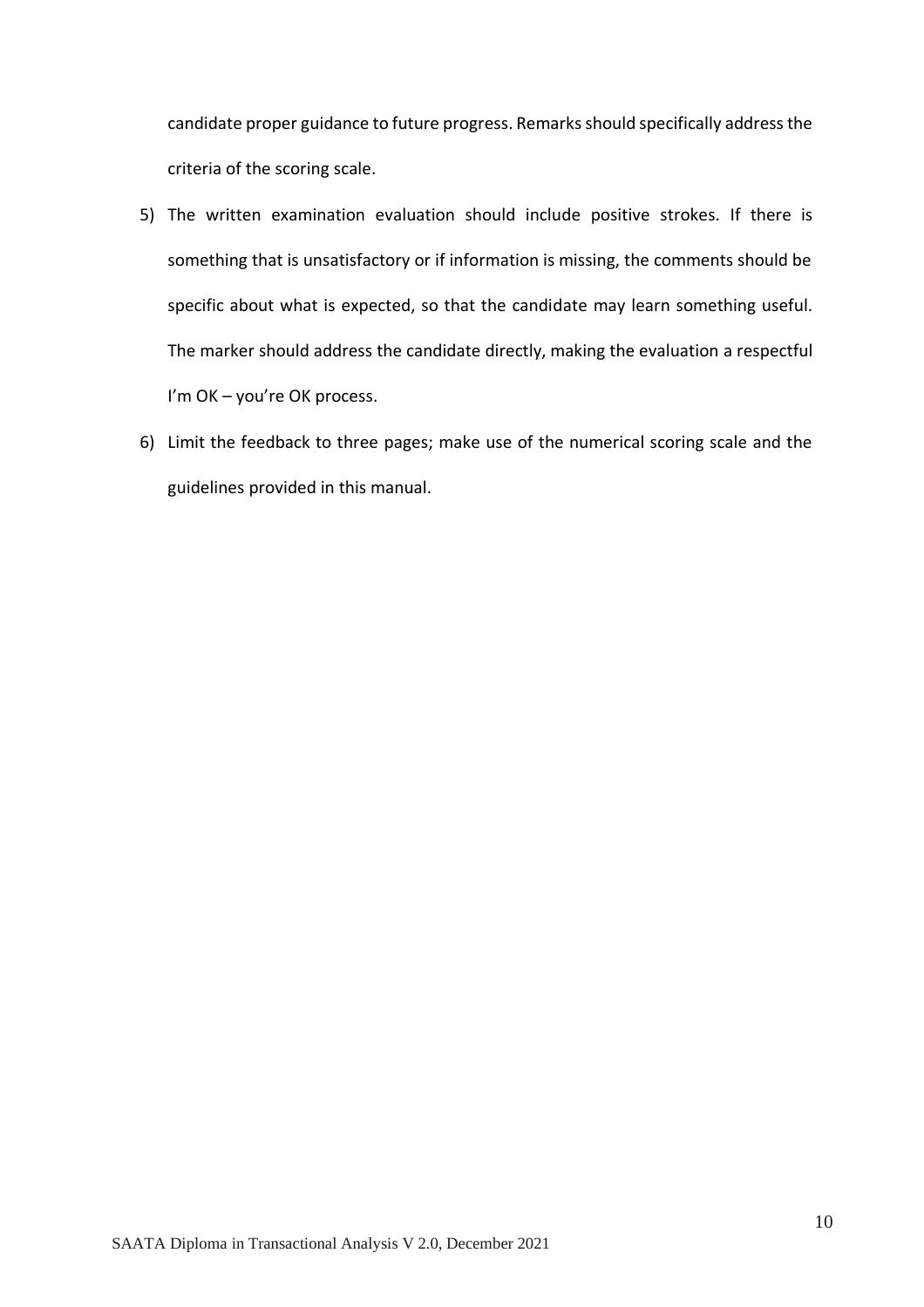candidate proper guidance to future progress. Remarks should specifically address the criteria of the scoring scale.

5) The written examination evaluation should include positive strokes. If there is something that is unsatisfactory or if information is missing, the comments should be specific about what is expected, so that the candidate may learn something useful. The marker should address the candidate directly, making the evaluation a respectful I'm OK – you're OK process.

6) Limit the feedback to three pages; make use of the numerical scoring scale and the guidelines provided in this manual.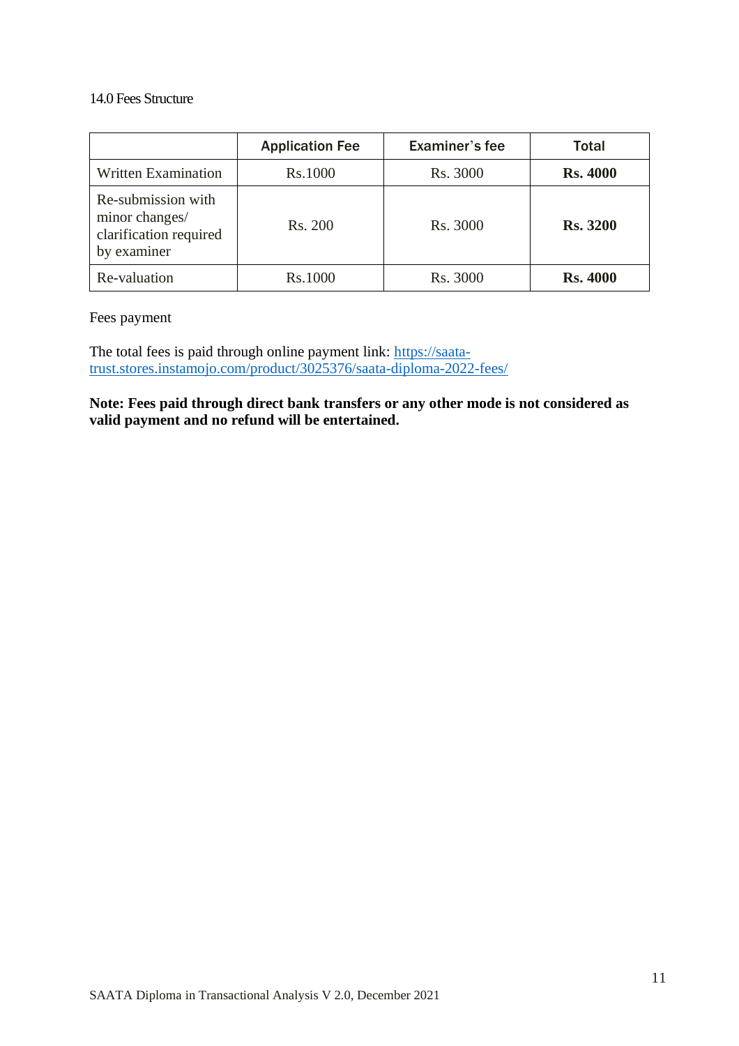## 14.0 Fees Structure

| | Application Fee | Examiner's fee | Total |
|---|---|---|---|
| Written Examination | Rs.1000 | Rs. 3000 | **Rs. 4000** |
| Re-submission with minor changes/ clarification required by examiner | Rs. 200 | Rs. 3000 | **Rs. 3200** |
| Re-valuation | Rs.1000 | Rs. 3000 | **Rs. 4000** |

Fees payment

The total fees is paid through online payment link: [https://saata-trust.stores.instamojo.com/product/3025376/saata-diploma-2022-fees/](https://saata-trust.stores.instamojo.com/product/3025376/saata-diploma-2022-fees/)

**Note: Fees paid through direct bank transfers or any other mode is not considered as valid payment and no refund will be entertained.**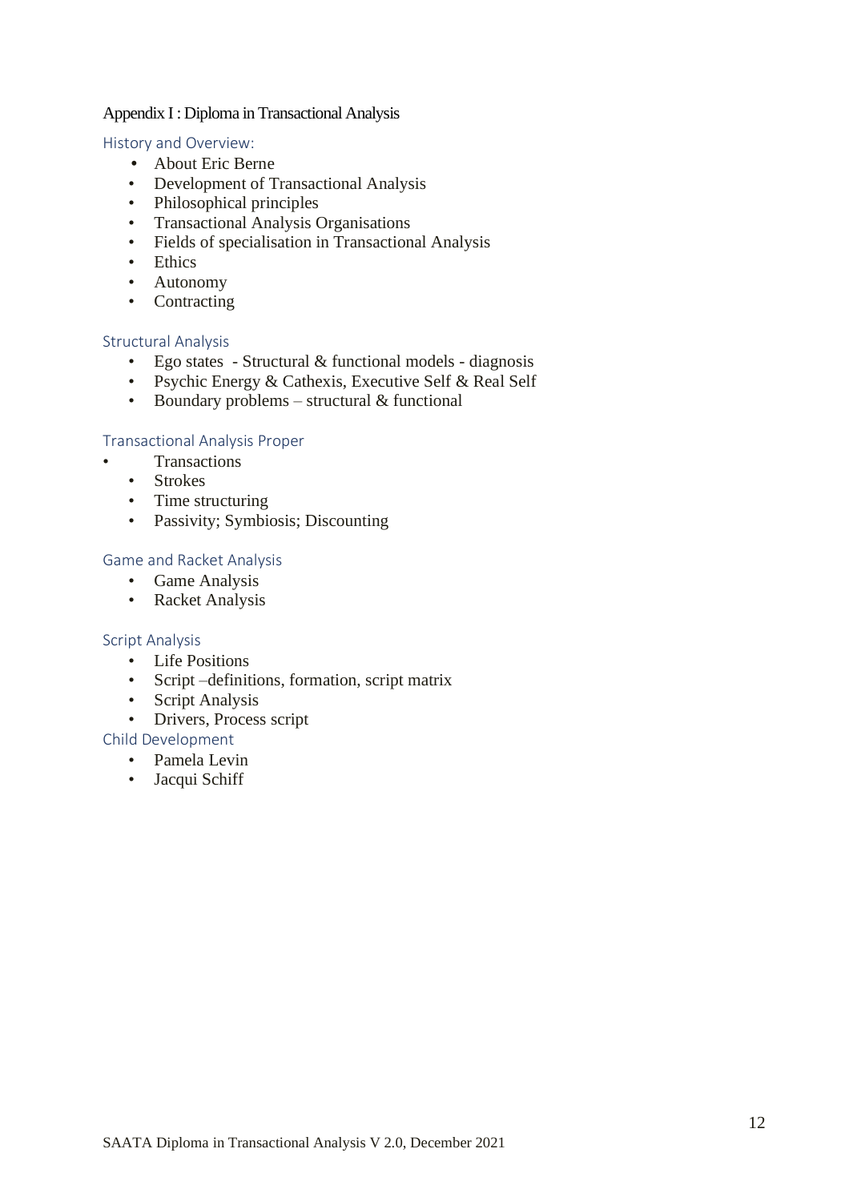# Appendix I : Diploma in Transactional Analysis

## History and Overview:

- About Eric Berne
- Development of Transactional Analysis
- Philosophical principles
- Transactional Analysis Organisations
- Fields of specialisation in Transactional Analysis
- Ethics
- Autonomy
- Contracting

## Structural Analysis

- Ego states - Structural & functional models - diagnosis
- Psychic Energy & Cathexis, Executive Self & Real Self
- Boundary problems – structural & functional

## Transactional Analysis Proper

- Transactions
- Strokes
- Time structuring
- Passivity; Symbiosis; Discounting

## Game and Racket Analysis

- Game Analysis
- Racket Analysis

## Script Analysis

- Life Positions
- Script –definitions, formation, script matrix
- Script Analysis
- Drivers, Process script

## Child Development

- Pamela Levin
- Jacqui Schiff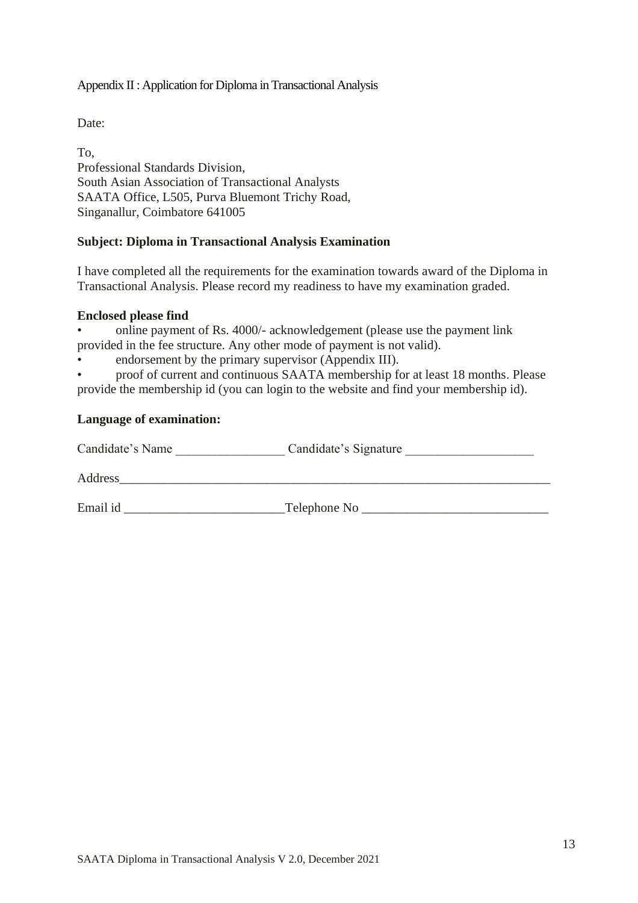Appendix II : Application for Diploma in Transactional Analysis

Date:

To,
Professional Standards Division,
South Asian Association of Transactional Analysts
SAATA Office, L505, Purva Bluemont Trichy Road,
Singanallur, Coimbatore 641005

**Subject: Diploma in Transactional Analysis Examination**

I have completed all the requirements for the examination towards award of the Diploma in Transactional Analysis. Please record my readiness to have my examination graded.

**Enclosed please find**

- online payment of Rs. 4000/- acknowledgement (please use the payment link provided in the fee structure. Any other mode of payment is not valid).
- endorsement by the primary supervisor (Appendix III).
- proof of current and continuous SAATA membership for at least 18 months. Please provide the membership id (you can login to the website and find your membership id).

**Language of examination:**

Candidate's Name _________________ Candidate's Signature ____________________

Address______________________________________________________________________

Email id _________________________Telephone No _____________________________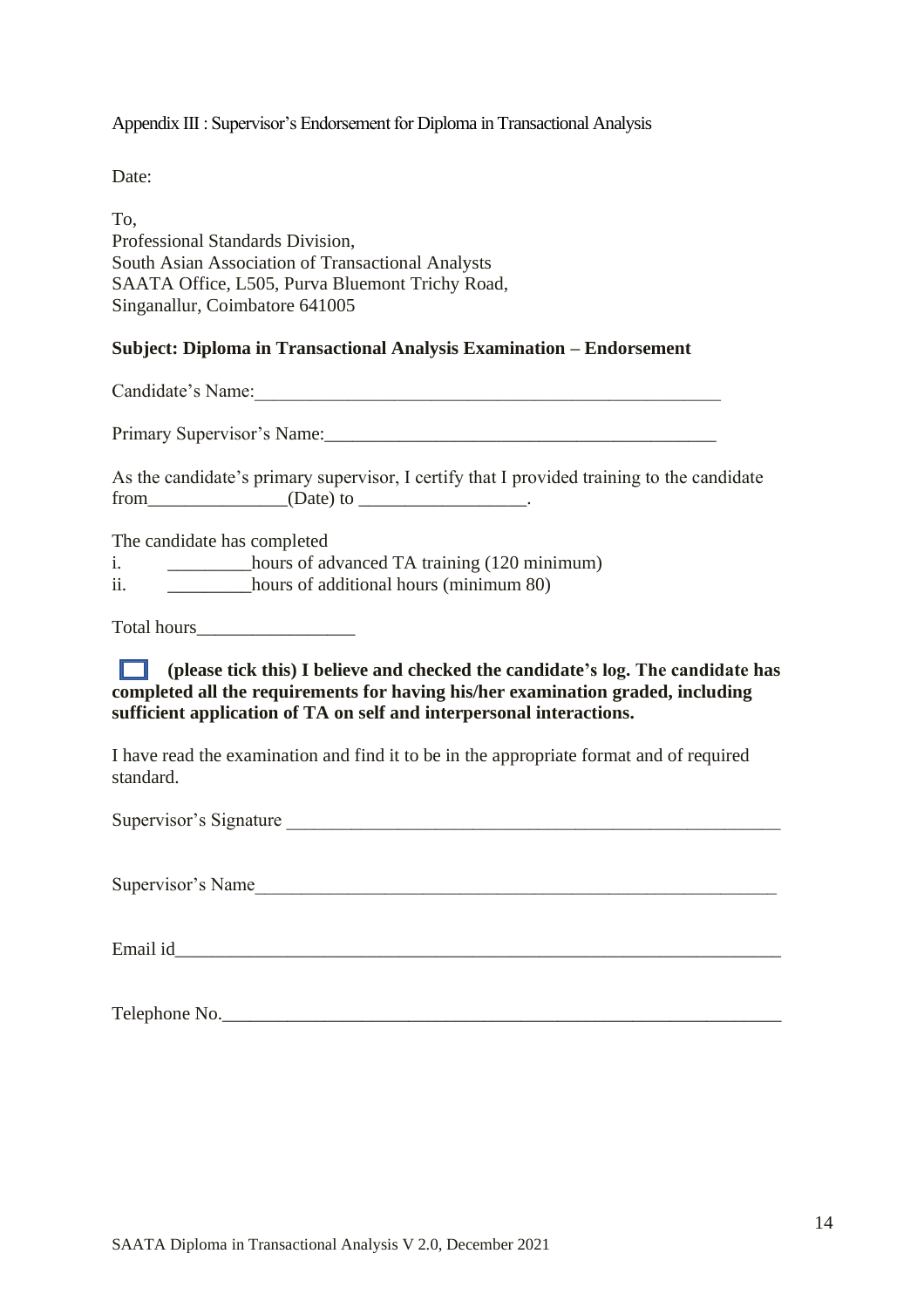Appendix III : Supervisor's Endorsement for Diploma in Transactional Analysis

Date:

To,
Professional Standards Division,
South Asian Association of Transactional Analysts
SAATA Office, L505, Purva Bluemont Trichy Road,
Singanallur, Coimbatore 641005

**Subject: Diploma in Transactional Analysis Examination – Endorsement**

Candidate's Name:___________________________________________________

Primary Supervisor's Name:__________________________________________

As the candidate's primary supervisor, I certify that I provided training to the candidate from_______________(Date) to __________________.

The candidate has completed

i. _________hours of advanced TA training (120 minimum)
ii. _________hours of additional hours (minimum 80)

Total hours_________________

☐ **(please tick this) I believe and checked the candidate's log. The candidate has completed all the requirements for having his/her examination graded, including sufficient application of TA on self and interpersonal interactions.**

I have read the examination and find it to be in the appropriate format and of required standard.

Supervisor's Signature _______________________________________________________

Supervisor's Name___________________________________________________________

Email id___________________________________________________________________

Telephone No.______________________________________________________________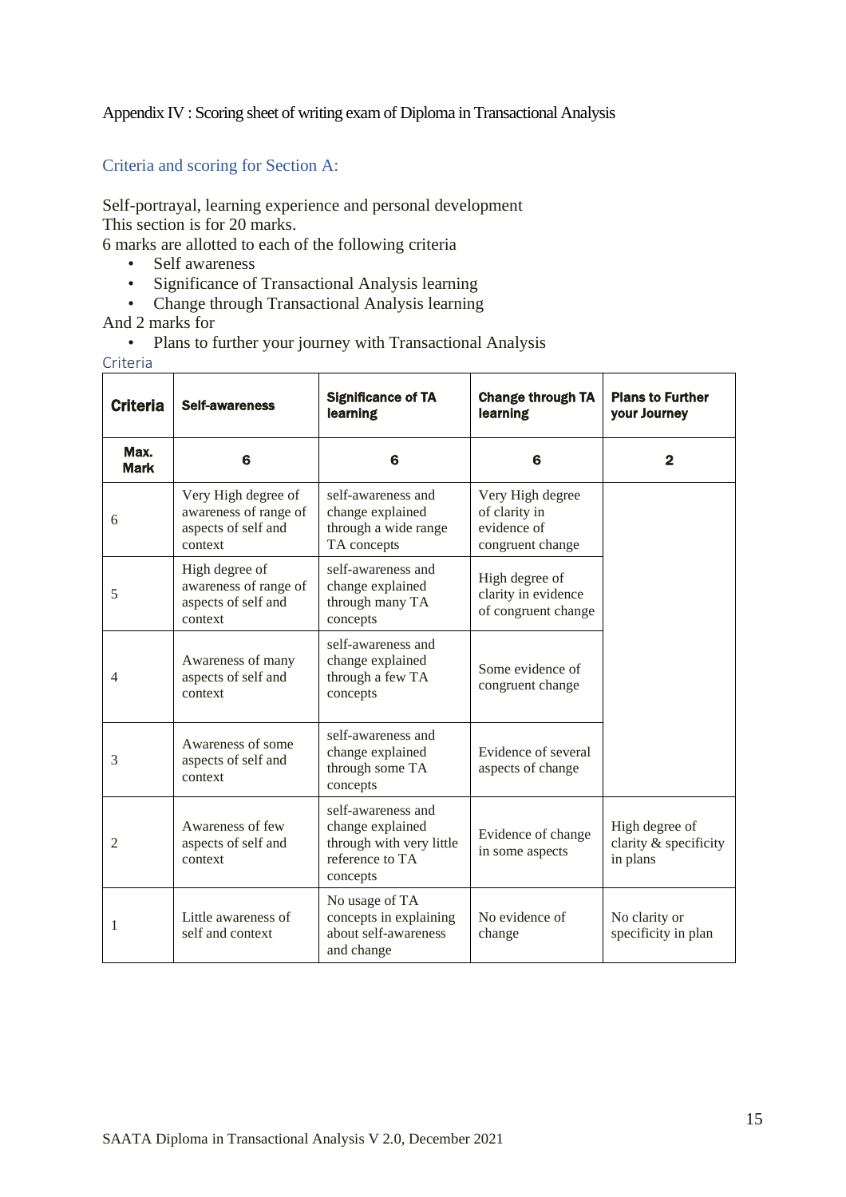Appendix IV : Scoring sheet of writing exam of Diploma in Transactional Analysis

## Criteria and scoring for Section A:

Self-portrayal, learning experience and personal development
This section is for 20 marks.
6 marks are allotted to each of the following criteria

- Self awareness
- Significance of Transactional Analysis learning
- Change through Transactional Analysis learning

And 2 marks for

- Plans to further your journey with Transactional Analysis

Criteria

| **Criteria** | **Self-awareness** | **Significance of TA learning** | **Change through TA learning** | **Plans to Further your Journey** |
|---|---|---|---|---|
| **Max. Mark** | **6** | **6** | **6** | **2** |
| 6 | Very High degree of awareness of range of aspects of self and context | self-awareness and change explained through a wide range TA concepts | Very High degree of clarity in evidence of congruent change | |
| 5 | High degree of awareness of range of aspects of self and context | self-awareness and change explained through many TA concepts | High degree of clarity in evidence of congruent change | |
| 4 | Awareness of many aspects of self and context | self-awareness and change explained through a few TA concepts | Some evidence of congruent change | |
| 3 | Awareness of some aspects of self and context | self-awareness and change explained through some TA concepts | Evidence of several aspects of change | |
| 2 | Awareness of few aspects of self and context | self-awareness and change explained through with very little reference to TA concepts | Evidence of change in some aspects | High degree of clarity & specificity in plans |
| 1 | Little awareness of self and context | No usage of TA concepts in explaining about self-awareness and change | No evidence of change | No clarity or specificity in plan |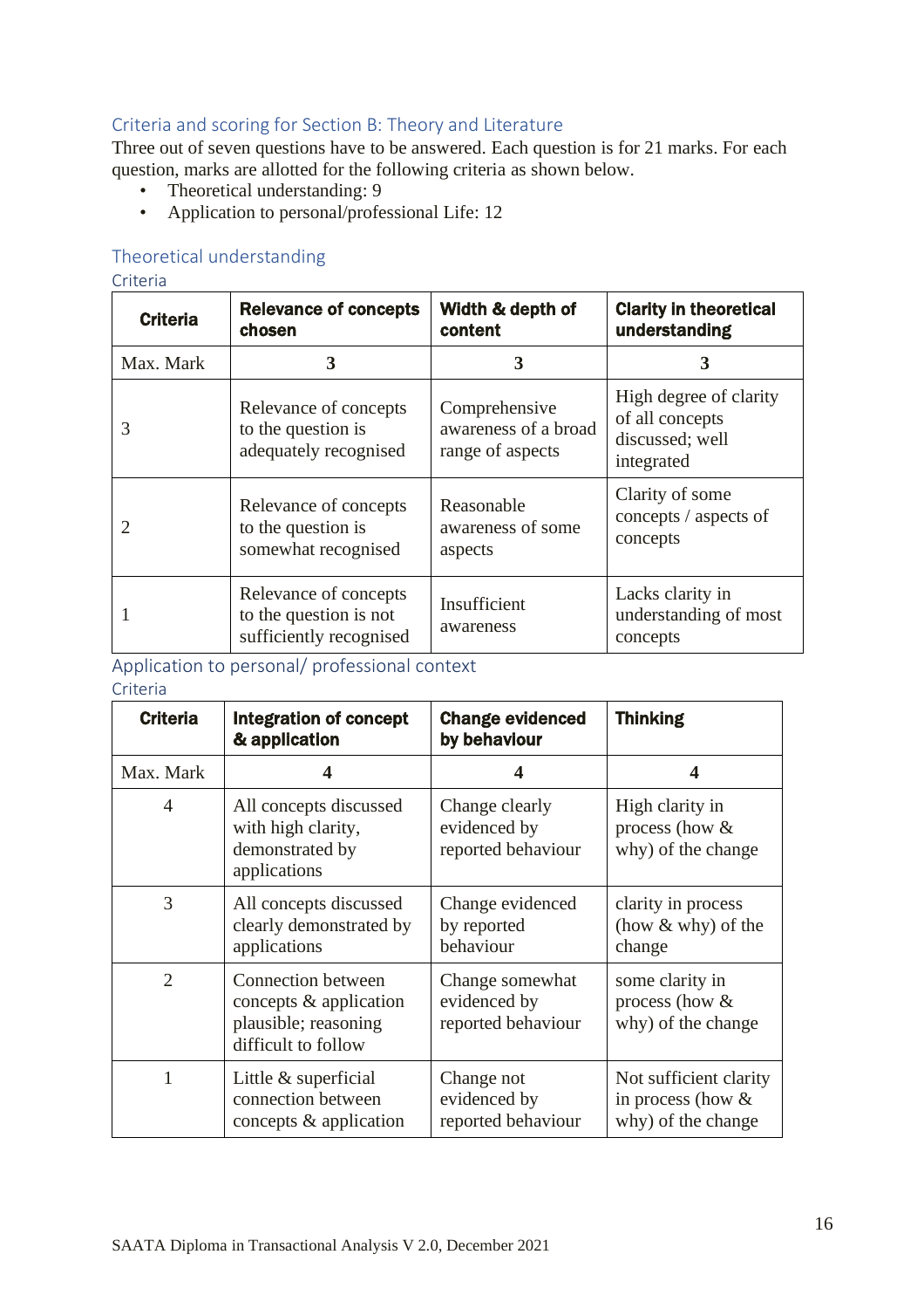## Criteria and scoring for Section B: Theory and Literature

Three out of seven questions have to be answered. Each question is for 21 marks. For each question, marks are allotted for the following criteria as shown below.

- Theoretical understanding: 9
- Application to personal/professional Life: 12

### Theoretical understanding

#### Criteria

| Criteria | Relevance of concepts chosen | Width & depth of content | Clarity in theoretical understanding |
|---|---|---|---|
| Max. Mark | 3 | 3 | 3 |
| 3 | Relevance of concepts to the question is adequately recognised | Comprehensive awareness of a broad range of aspects | High degree of clarity of all concepts discussed; well integrated |
| 2 | Relevance of concepts to the question is somewhat recognised | Reasonable awareness of some aspects | Clarity of some concepts / aspects of concepts |
| 1 | Relevance of concepts to the question is not sufficiently recognised | Insufficient awareness | Lacks clarity in understanding of most concepts |

### Application to personal/ professional context

#### Criteria

| Criteria | Integration of concept & application | Change evidenced by behaviour | Thinking |
|---|---|---|---|
| Max. Mark | 4 | 4 | 4 |
| 4 | All concepts discussed with high clarity, demonstrated by applications | Change clearly evidenced by reported behaviour | High clarity in process (how & why) of the change |
| 3 | All concepts discussed clearly demonstrated by applications | Change evidenced by reported behaviour | clarity in process (how & why) of the change |
| 2 | Connection between concepts & application plausible; reasoning difficult to follow | Change somewhat evidenced by reported behaviour | some clarity in process (how & why) of the change |
| 1 | Little & superficial connection between concepts & application | Change not evidenced by reported behaviour | Not sufficient clarity in process (how & why) of the change |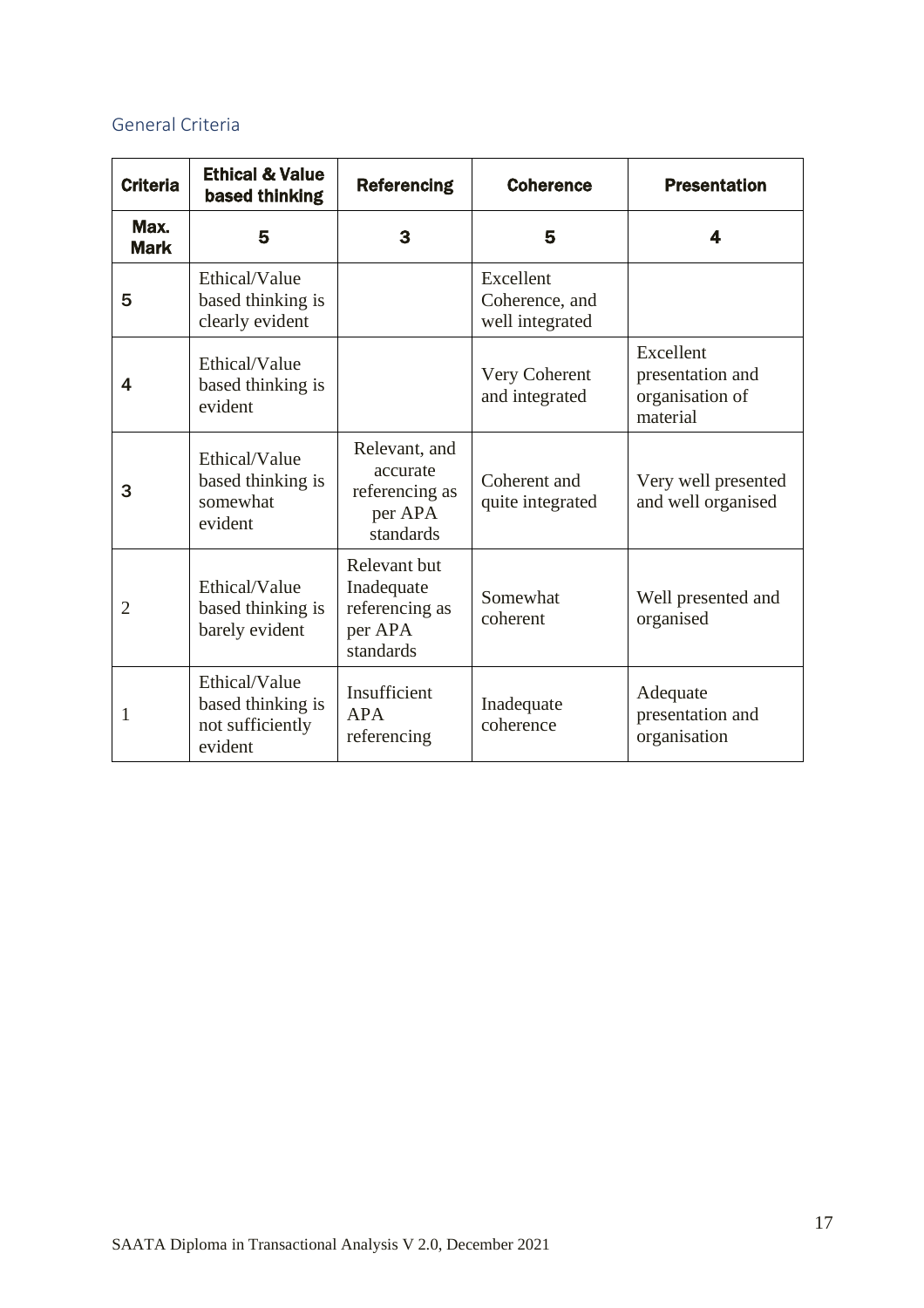## General Criteria

| Criteria | Ethical & Value based thinking | Referencing | Coherence | Presentation |
|---|---|---|---|---|
| **Max. Mark** | **5** | **3** | **5** | **4** |
| **5** | Ethical/Value based thinking is clearly evident | | Excellent Coherence, and well integrated | |
| **4** | Ethical/Value based thinking is evident | | Very Coherent and integrated | Excellent presentation and organisation of material |
| **3** | Ethical/Value based thinking is somewhat evident | Relevant, and accurate referencing as per APA standards | Coherent and quite integrated | Very well presented and well organised |
| 2 | Ethical/Value based thinking is barely evident | Relevant but Inadequate referencing as per APA standards | Somewhat coherent | Well presented and organised |
| 1 | Ethical/Value based thinking is not sufficiently evident | Insufficient APA referencing | Inadequate coherence | Adequate presentation and organisation |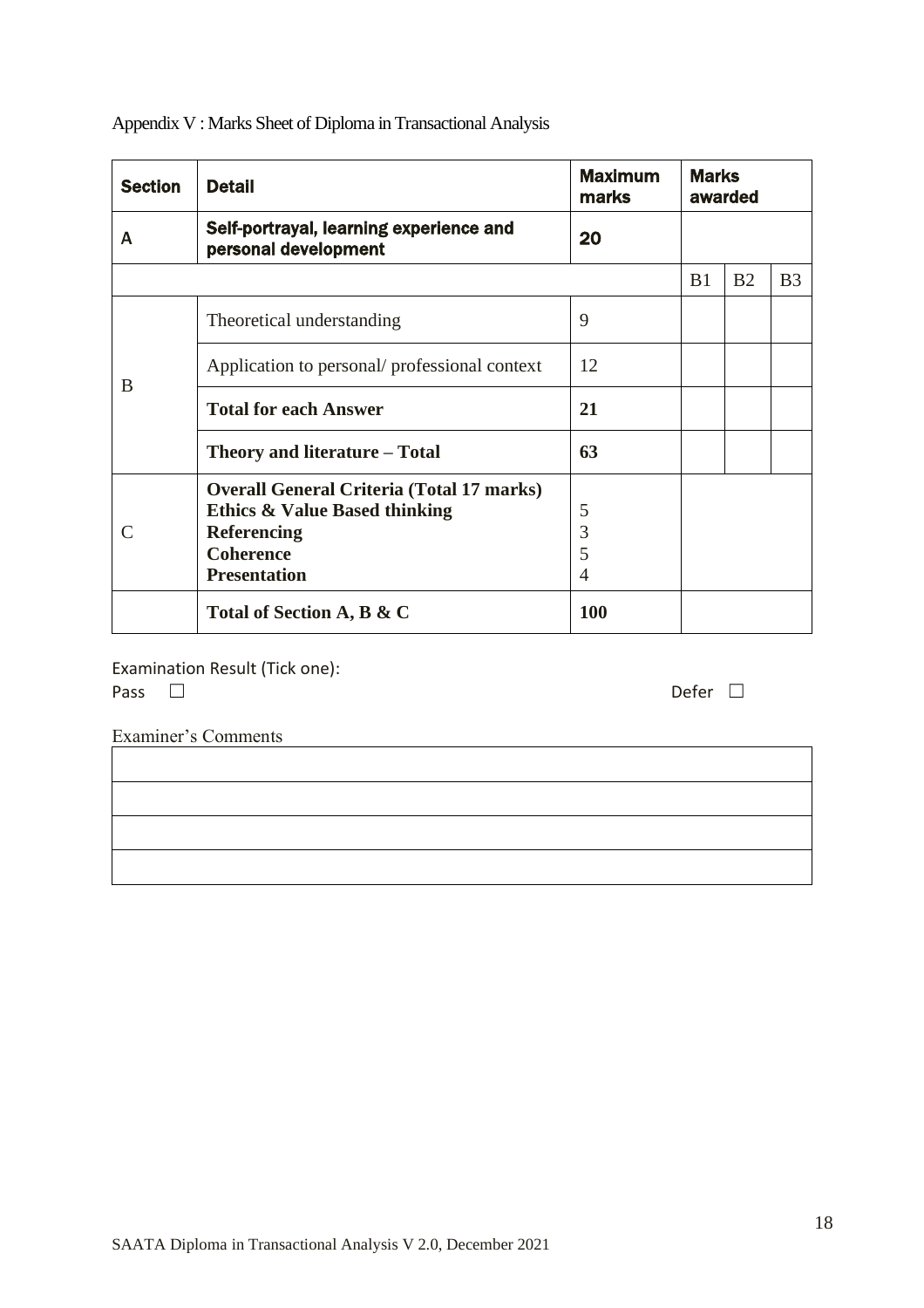Appendix V : Marks Sheet of Diploma in Transactional Analysis

| Section | Detail | Maximum marks | Marks awarded | | |
|---|---|---|---|---|---|
| A | **Self-portrayal, learning experience and personal development** | **20** | | | |
| | | | B1 | B2 | B3 |
| B | Theoretical understanding | 9 | | | |
| | Application to personal/ professional context | 12 | | | |
| | **Total for each Answer** | **21** | | | |
| | **Theory and literature – Total** | **63** | | | |
| C | **Overall General Criteria (Total 17 marks)**<br>**Ethics & Value Based thinking**<br>**Referencing**<br>**Coherence**<br>**Presentation** | <br>5<br>3<br>5<br>4 | | | |
| | **Total of Section A, B & C** | **100** | | | |

Examination Result (Tick one):

Pass ☐ Defer ☐

Examiner's Comments

| |
|---|
| |
| |
| |
| |